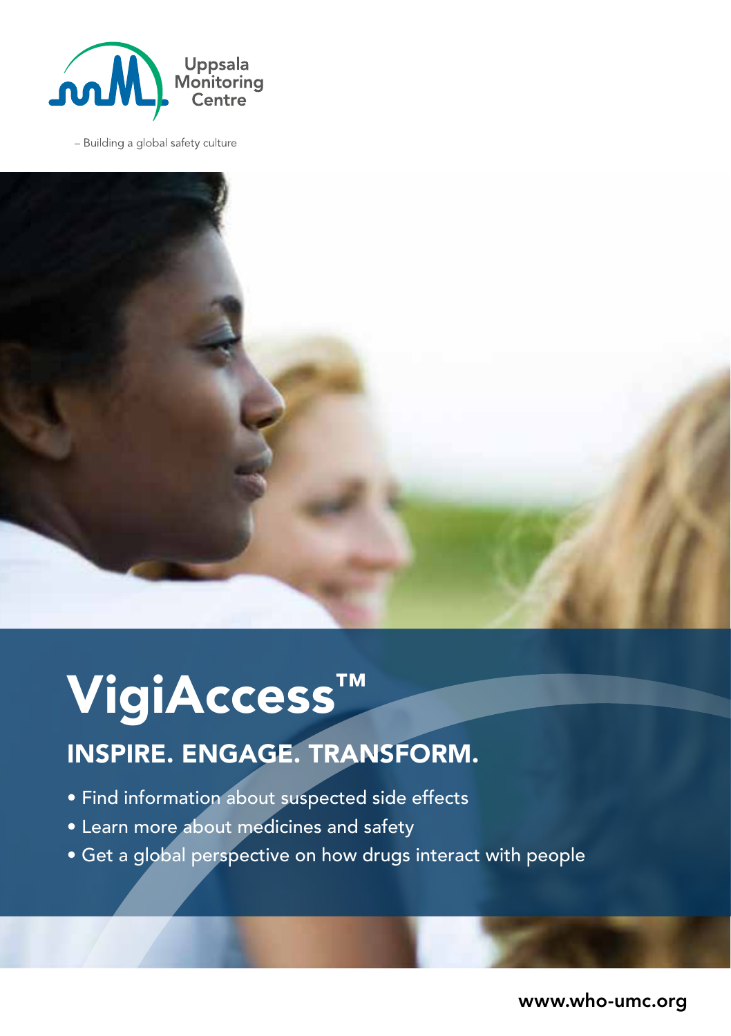Uppsala Monitoring Centre

– Building a global safety culture

# VigiAccess™

## INSPIRE. ENGAGE. TRANSFORM.

- Find information about suspected side effects
- Learn more about medicines and safety
- Get a global perspective on how drugs interact with people

www.who-umc.org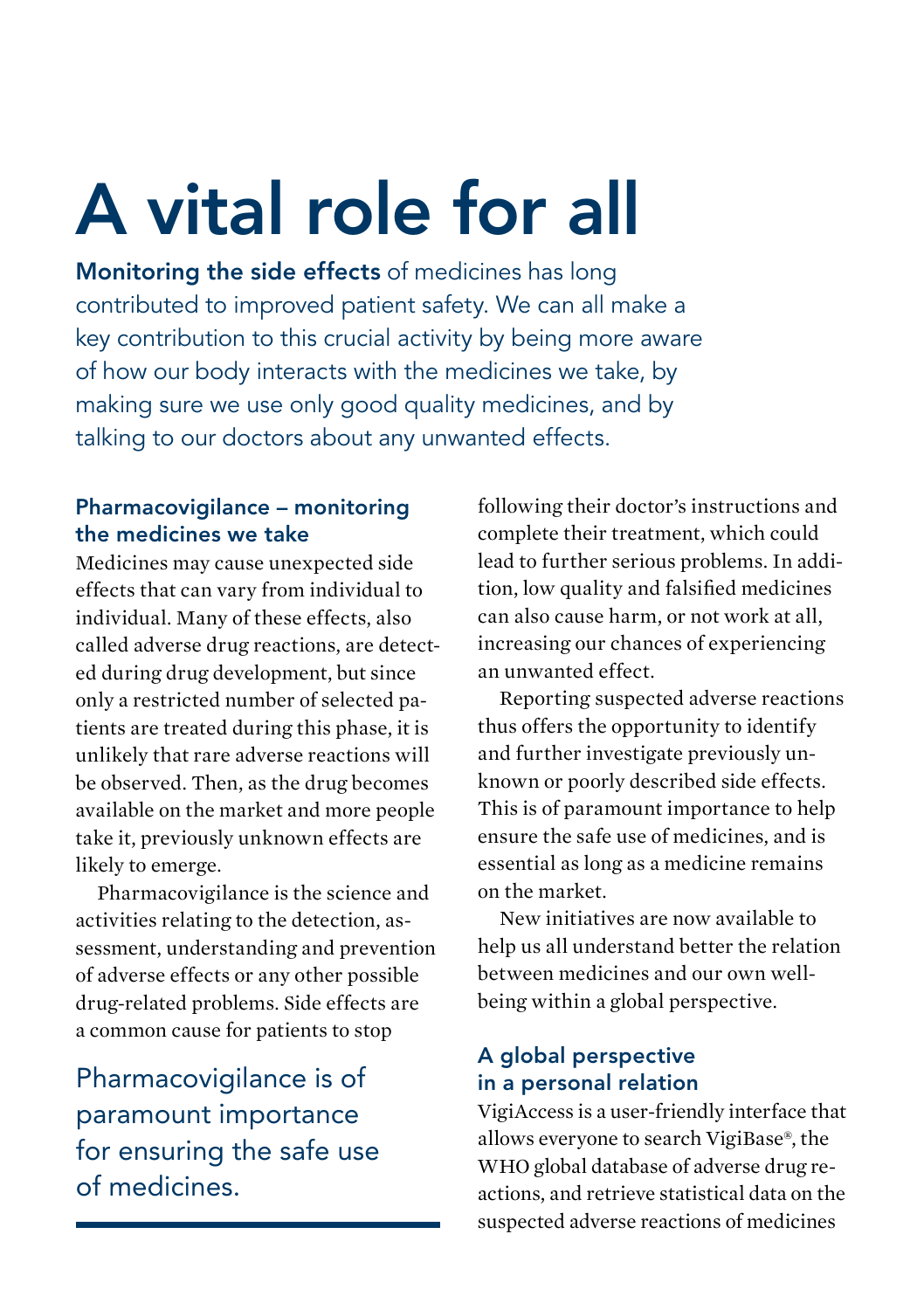# A vital role for all

**Monitoring the side effects** of medicines has long contributed to improved patient safety. We can all make a key contribution to this crucial activity by being more aware of how our body interacts with the medicines we take, by making sure we use only good quality medicines, and by talking to our doctors about any unwanted effects.

### Pharmacovigilance – monitoring the medicines we take

Medicines may cause unexpected side effects that can vary from individual to individual. Many of these effects, also called adverse drug reactions, are detected during drug development, but since only a restricted number of selected patients are treated during this phase, it is unlikely that rare adverse reactions will be observed. Then, as the drug becomes available on the market and more people take it, previously unknown effects are likely to emerge.

Pharmacovigilance is the science and activities relating to the detection, assessment, understanding and prevention of adverse effects or any other possible drug-related problems. Side effects are a common cause for patients to stop following their doctor's instructions and complete their treatment, which could lead to further serious problems. In addition, low quality and falsified medicines can also cause harm, or not work at all, increasing our chances of experiencing an unwanted effect.

Pharmacovigilance is of paramount importance for ensuring the safe use of medicines.

Reporting suspected adverse reactions thus offers the opportunity to identify and further investigate previously unknown or poorly described side effects. This is of paramount importance to help ensure the safe use of medicines, and is essential as long as a medicine remains on the market.

New initiatives are now available to help us all understand better the relation between medicines and our own well-being within a global perspective.

### A global perspective in a personal relation

VigiAccess is a user-friendly interface that allows everyone to search VigiBase®, the WHO global database of adverse drug reactions, and retrieve statistical data on the suspected adverse reactions of medicines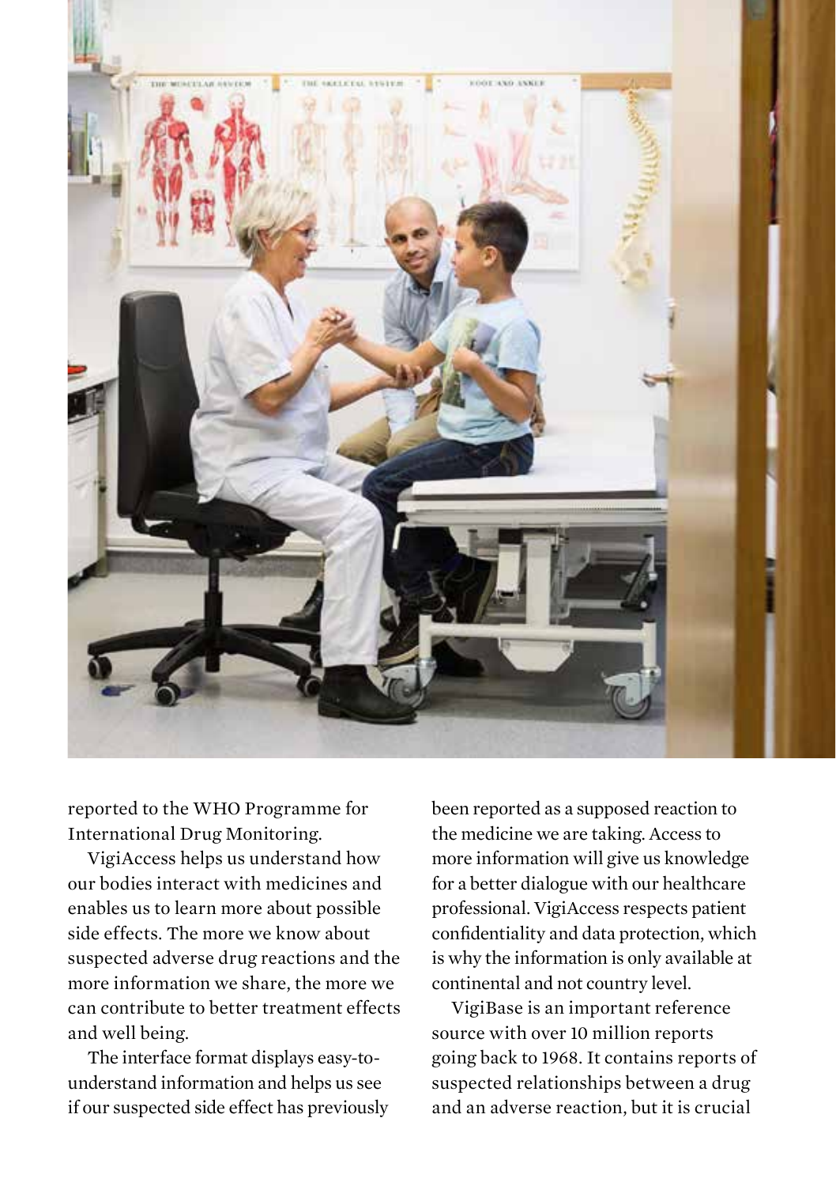reported to the WHO Programme for International Drug Monitoring.

VigiAccess helps us understand how our bodies interact with medicines and enables us to learn more about possible side effects. The more we know about suspected adverse drug reactions and the more information we share, the more we can contribute to better treatment effects and well being.

The interface format displays easy-to-understand information and helps us see if our suspected side effect has previously been reported as a supposed reaction to the medicine we are taking. Access to more information will give us knowledge for a better dialogue with our healthcare professional. VigiAccess respects patient confidentiality and data protection, which is why the information is only available at continental and not country level.

VigiBase is an important reference source with over 10 million reports going back to 1968. It contains reports of suspected relationships between a drug and an adverse reaction, but it is crucial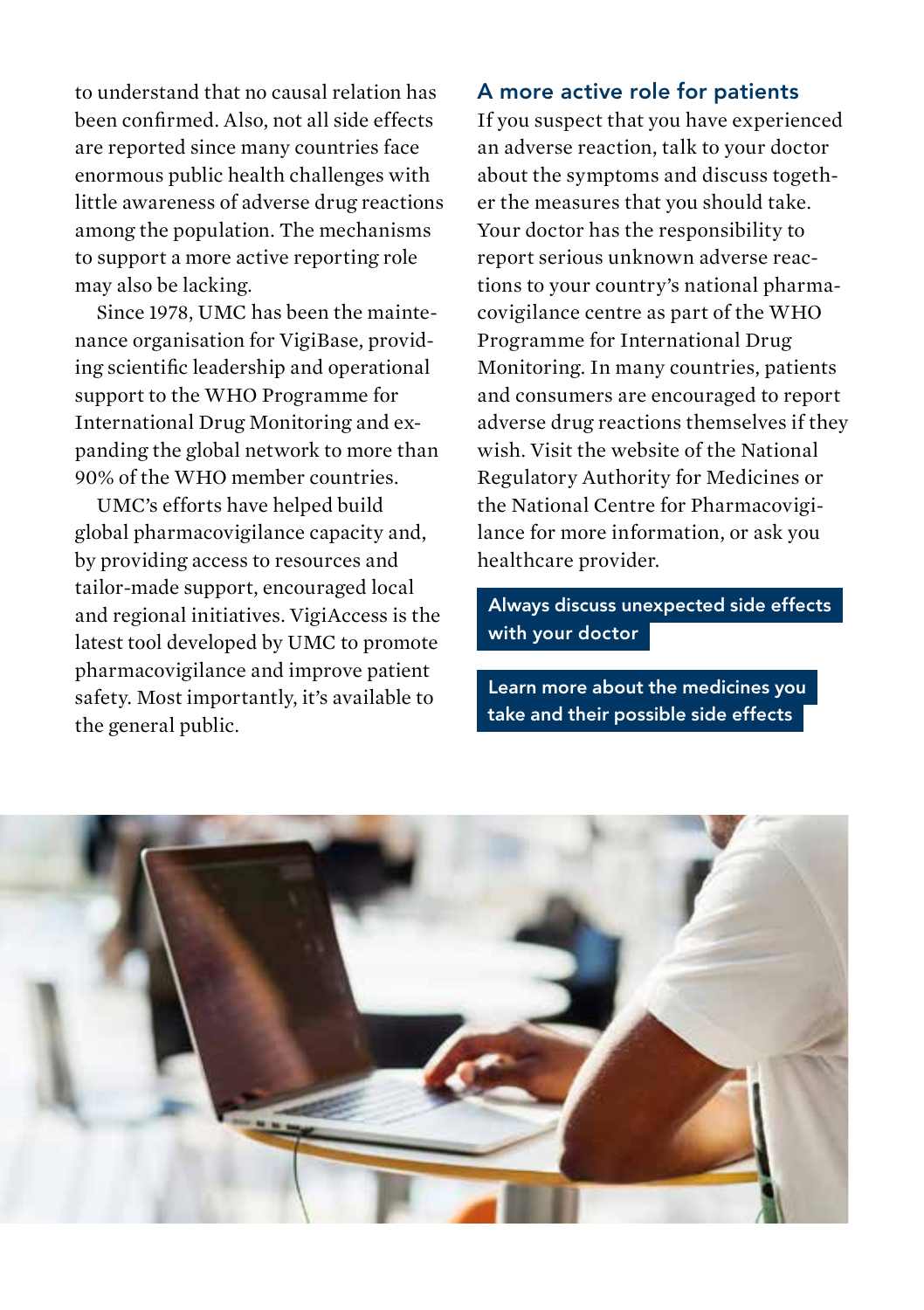to understand that no causal relation has been confirmed. Also, not all side effects are reported since many countries face enormous public health challenges with little awareness of adverse drug reactions among the population. The mechanisms to support a more active reporting role may also be lacking.

Since 1978, UMC has been the maintenance organisation for VigiBase, providing scientific leadership and operational support to the WHO Programme for International Drug Monitoring and expanding the global network to more than 90% of the WHO member countries.

UMC's efforts have helped build global pharmacovigilance capacity and, by providing access to resources and tailor-made support, encouraged local and regional initiatives. VigiAccess is the latest tool developed by UMC to promote pharmacovigilance and improve patient safety. Most importantly, it's available to the general public.

## A more active role for patients

If you suspect that you have experienced an adverse reaction, talk to your doctor about the symptoms and discuss together the measures that you should take. Your doctor has the responsibility to report serious unknown adverse reactions to your country's national pharmacovigilance centre as part of the WHO Programme for International Drug Monitoring. In many countries, patients and consumers are encouraged to report adverse drug reactions themselves if they wish. Visit the website of the National Regulatory Authority for Medicines or the National Centre for Pharmacovigilance for more information, or ask you healthcare provider.

**Always discuss unexpected side effects with your doctor**

**Learn more about the medicines you take and their possible side effects**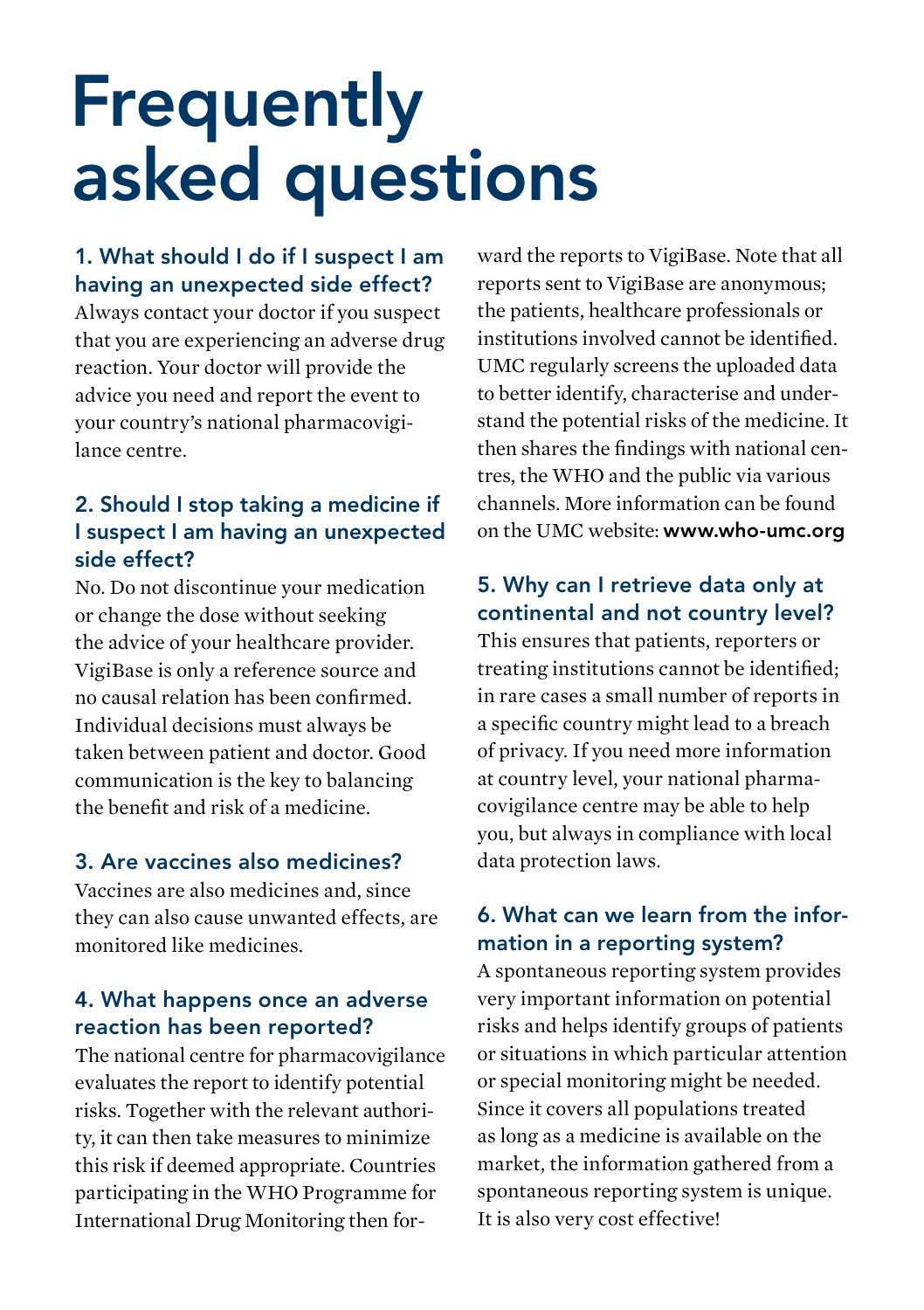# Frequently asked questions

### 1. What should I do if I suspect I am having an unexpected side effect?

Always contact your doctor if you suspect that you are experiencing an adverse drug reaction. Your doctor will provide the advice you need and report the event to your country's national pharmacovigilance centre.

### 2. Should I stop taking a medicine if I suspect I am having an unexpected side effect?

No. Do not discontinue your medication or change the dose without seeking the advice of your healthcare provider. VigiBase is only a reference source and no causal relation has been confirmed. Individual decisions must always be taken between patient and doctor. Good communication is the key to balancing the benefit and risk of a medicine.

### 3. Are vaccines also medicines?

Vaccines are also medicines and, since they can also cause unwanted effects, are monitored like medicines.

### 4. What happens once an adverse reaction has been reported?

The national centre for pharmacovigilance evaluates the report to identify potential risks. Together with the relevant authority, it can then take measures to minimize this risk if deemed appropriate. Countries participating in the WHO Programme for International Drug Monitoring then forward the reports to VigiBase. Note that all reports sent to VigiBase are anonymous; the patients, healthcare professionals or institutions involved cannot be identified. UMC regularly screens the uploaded data to better identify, characterise and understand the potential risks of the medicine. It then shares the findings with national centres, the WHO and the public via various channels. More information can be found on the UMC website: **www.who-umc.org**

### 5. Why can I retrieve data only at continental and not country level?

This ensures that patients, reporters or treating institutions cannot be identified; in rare cases a small number of reports in a specific country might lead to a breach of privacy. If you need more information at country level, your national pharmacovigilance centre may be able to help you, but always in compliance with local data protection laws.

### 6. What can we learn from the information in a reporting system?

A spontaneous reporting system provides very important information on potential risks and helps identify groups of patients or situations in which particular attention or special monitoring might be needed. Since it covers all populations treated as long as a medicine is available on the market, the information gathered from a spontaneous reporting system is unique. It is also very cost effective!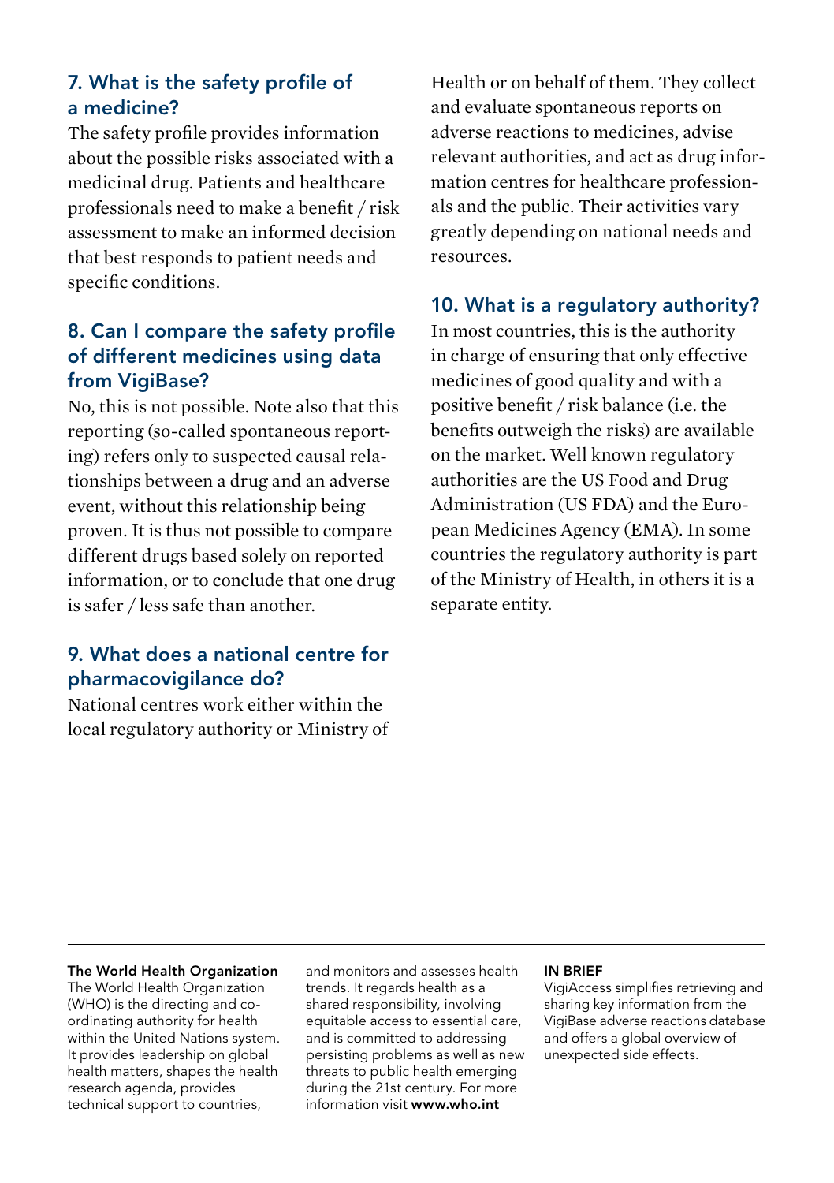### 7. What is the safety profile of a medicine?

The safety profile provides information about the possible risks associated with a medicinal drug. Patients and healthcare professionals need to make a benefit / risk assessment to make an informed decision that best responds to patient needs and specific conditions.

### 8. Can I compare the safety profile of different medicines using data from VigiBase?

No, this is not possible. Note also that this reporting (so-called spontaneous reporting) refers only to suspected causal relationships between a drug and an adverse event, without this relationship being proven. It is thus not possible to compare different drugs based solely on reported information, or to conclude that one drug is safer / less safe than another.

### 9. What does a national centre for pharmacovigilance do?

National centres work either within the local regulatory authority or Ministry of Health or on behalf of them. They collect and evaluate spontaneous reports on adverse reactions to medicines, advise relevant authorities, and act as drug information centres for healthcare professionals and the public. Their activities vary greatly depending on national needs and resources.

### 10. What is a regulatory authority?

In most countries, this is the authority in charge of ensuring that only effective medicines of good quality and with a positive benefit / risk balance (i.e. the benefits outweigh the risks) are available on the market. Well known regulatory authorities are the US Food and Drug Administration (US FDA) and the European Medicines Agency (EMA). In some countries the regulatory authority is part of the Ministry of Health, in others it is a separate entity.

---

**The World Health Organization**
The World Health Organization (WHO) is the directing and co-ordinating authority for health within the United Nations system. It provides leadership on global health matters, shapes the health research agenda, provides technical support to countries, and monitors and assesses health trends. It regards health as a shared responsibility, involving equitable access to essential care, and is committed to addressing persisting problems as well as new threats to public health emerging during the 21st century. For more information visit **www.who.int**

**IN BRIEF**
VigiAccess simplifies retrieving and sharing key information from the VigiBase adverse reactions database and offers a global overview of unexpected side effects.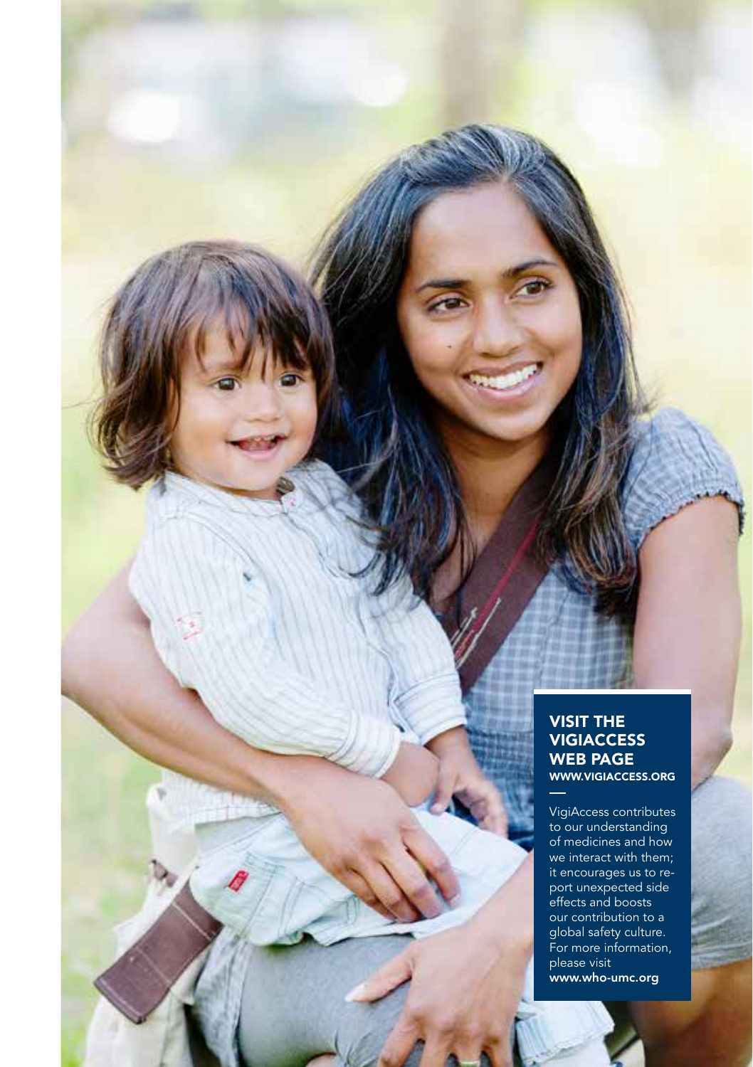## VISIT THE VIGIACCESS WEB PAGE

**WWW.VIGIACCESS.ORG**

—

VigiAccess contributes to our understanding of medicines and how we interact with them; it encourages us to report unexpected side effects and boosts our contribution to a global safety culture. For more information, please visit **www.who-umc.org**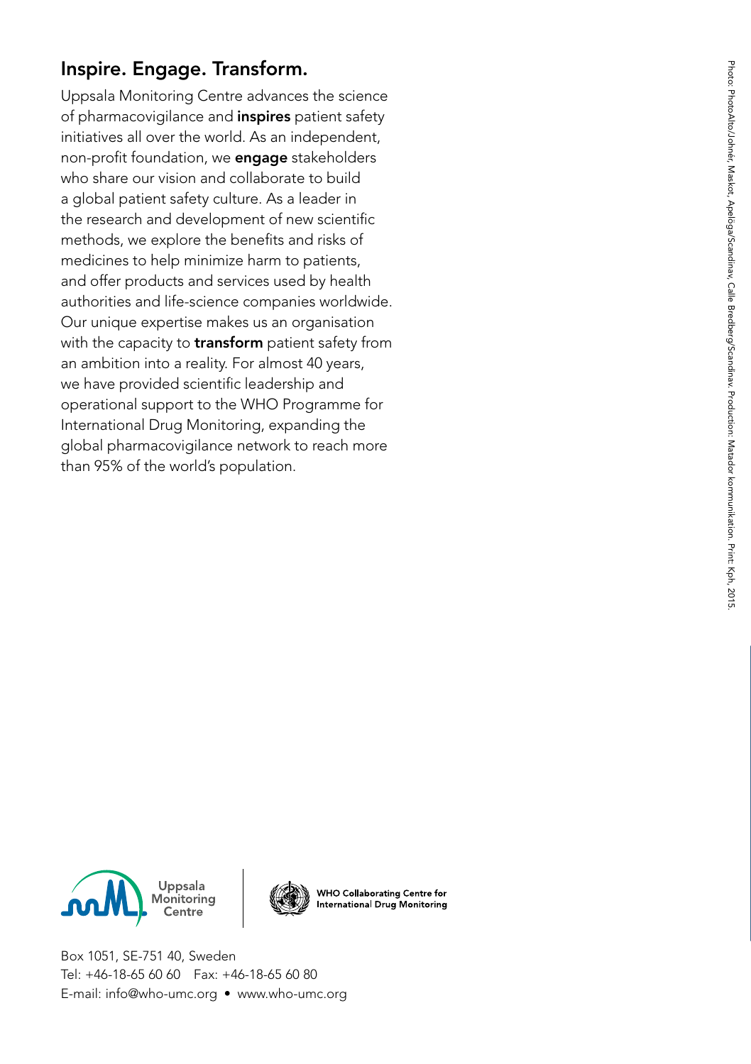## Inspire. Engage. Transform.

Uppsala Monitoring Centre advances the science of pharmacovigilance and **inspires** patient safety initiatives all over the world. As an independent, non-profit foundation, we **engage** stakeholders who share our vision and collaborate to build a global patient safety culture. As a leader in the research and development of new scientific methods, we explore the benefits and risks of medicines to help minimize harm to patients, and offer products and services used by health authorities and life-science companies worldwide. Our unique expertise makes us an organisation with the capacity to **transform** patient safety from an ambition into a reality. For almost 40 years, we have provided scientific leadership and operational support to the WHO Programme for International Drug Monitoring, expanding the global pharmacovigilance network to reach more than 95% of the world's population.

Uppsala Monitoring Centre

WHO Collaborating Centre for International Drug Monitoring

Box 1051, SE-751 40, Sweden
Tel: +46-18-65 60 60 Fax: +46-18-65 60 80
E-mail: info@who-umc.org • www.who-umc.org

Photo: PhotoAlto/Johnér, Maskot, Apelöga/Scandinav, Calle Bredberg/Scandinav. Production: Matador kommunikation. Print: Kph, 2015.